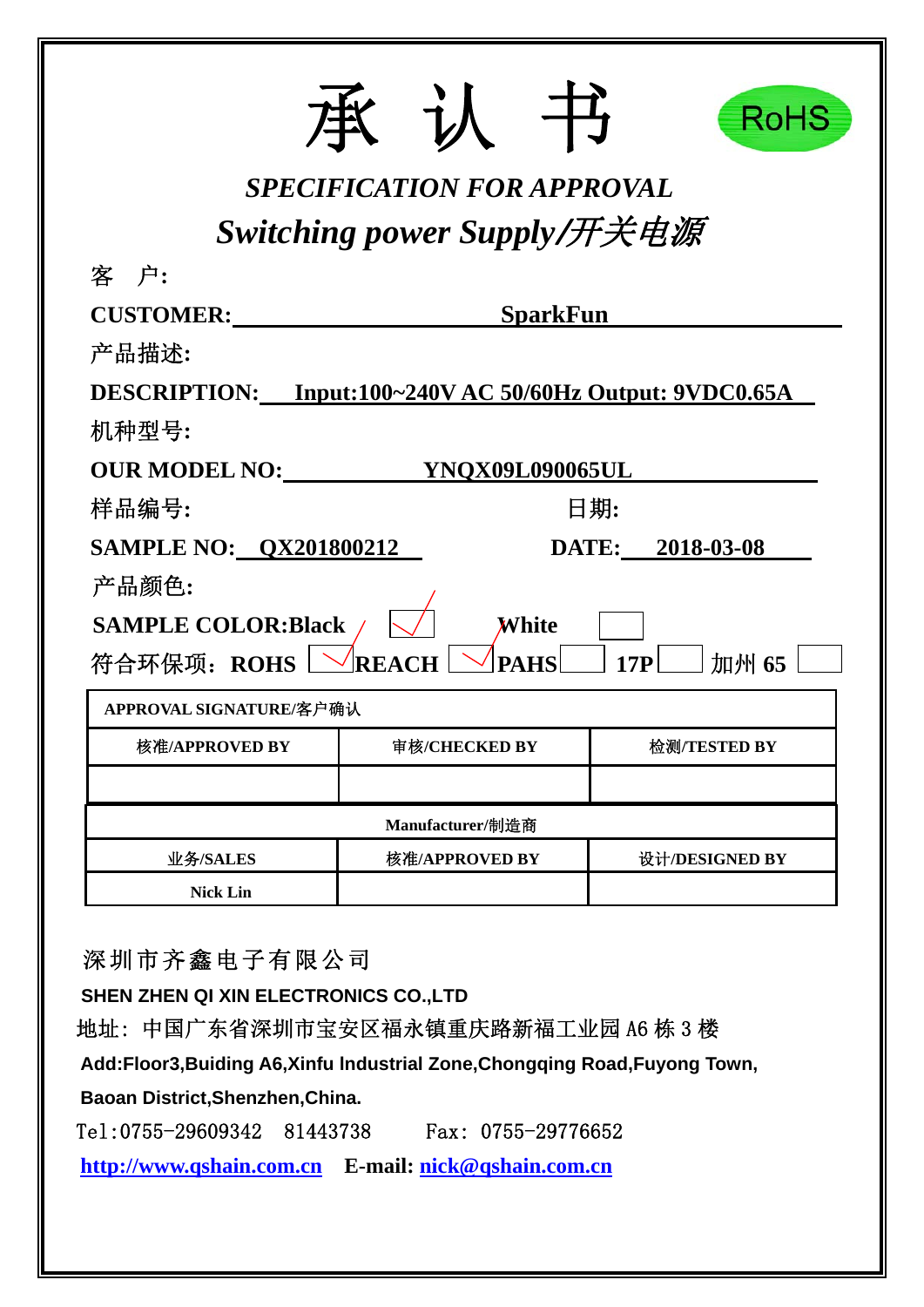# 承 认 书

RoHS

***SPECIFICATION FOR APPROVAL***

***Switching power Supply/开关电源***

客 户:

**CUSTOMER:** **SparkFun**

产品描述:

**DESCRIPTION:** **Input:100~240V AC 50/60Hz Output: 9VDC0.65A**

机种型号:

**OUR MODEL NO:** **YNQX09L090065UL**

样品编号: 日期:

**SAMPLE NO:** **QX201800212** **DATE:** **2018-03-08**

产品颜色:

**SAMPLE COLOR:Black** ☑ **White** ☐

符合环保项: **ROHS** ☑ **REACH** ☑ **PAHS** ☐ **17P** ☐ 加州 **65** ☐

| APPROVAL SIGNATURE/客户确认 | | |
|---|---|---|
| 核准/APPROVED BY | 审核/CHECKED BY | 检测/TESTED BY |
| | | |

| Manufacturer/制造商 | | |
|---|---|---|
| 业务/SALES | 核准/APPROVED BY | 设计/DESIGNED BY |
| Nick Lin | | |

深圳市齐鑫电子有限公司

**SHEN ZHEN QI XIN ELECTRONICS CO.,LTD**

地址: 中国广东省深圳市宝安区福永镇重庆路新福工业园 A6 栋 3 楼

**Add:Floor3,Buiding A6,Xinfu Industrial Zone,Chongqing Road,Fuyong Town, Baoan District,Shenzhen,China.**

Tel:0755-29609342 81443738 Fax: 0755-29776652

**http://www.qshain.com.cn** **E-mail: nick@qshain.com.cn**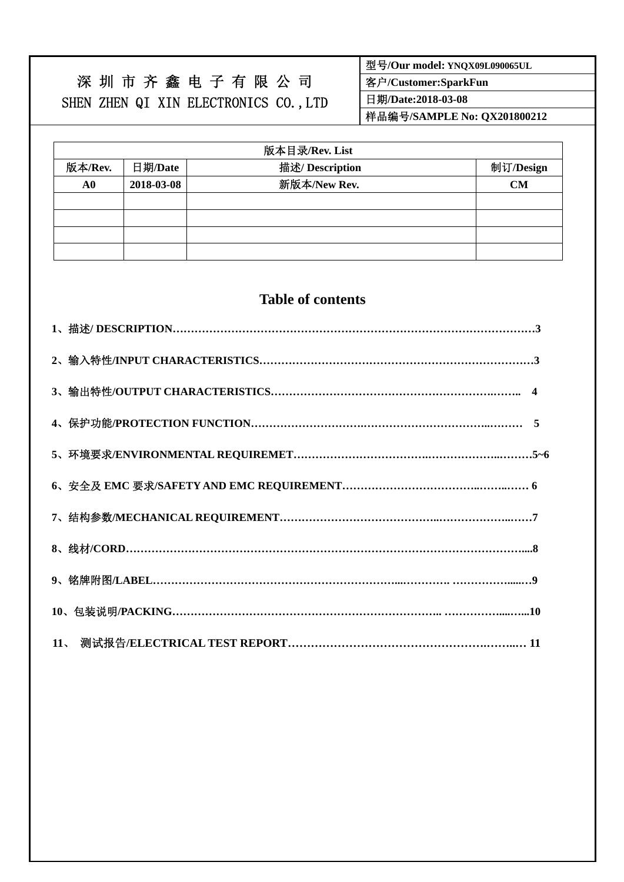| 深 圳 市 齐 鑫 电 子 有 限 公 司<br>SHEN ZHEN QI XIN ELECTRONICS CO.,LTD | 型号/Our model: YNQX09L090065UL |
|---|---|
| | 客户/Customer:SparkFun |
| | 日期/Date:2018-03-08 |
| | 样品编号/SAMPLE No: QX201800212 |

| 版本目录/Rev. List | | | |
|---|---|---|---|
| 版本/Rev. | 日期/Date | 描述/ Description | 制订/Design |
| A0 | 2018-03-08 | 新版本/New Rev. | CM |
| | | | |
| | | | |
| | | | |
| | | | |

## Table of contents

**1、描述/ DESCRIPTION…………………………………………………………………………………………3**

**2、输入特性/INPUT CHARACTERISTICS…………………………………………………………………3**

**3、输出特性/OUTPUT CHARACTERISTICS………………………………………………………….…….. 4**

**4、保护功能/PROTECTION FUNCTION…………………………….…………………………..……… 5**

**5、环境要求/ENVIRONMENTAL REQUIREMET……………………………….……………….………5~6**

**6、安全及 EMC 要求/SAFETY AND EMC REQUIREMENT…………………………………..…..…… 6**

**7、结构参数/MECHANICAL REQUIREMENT……………………………………..……………….……7**

**8、线材/CORD………………………………………………………………………………………………....8**

**9、铭牌附图/LABEL…………………………………………………………...…………. ……………......…9**

**10、包装说明/PACKING………………………………………………………………….. ……………....…...10**

**11、 测试报告/ELECTRICAL TEST REPORT……………………………………………….……..… 11**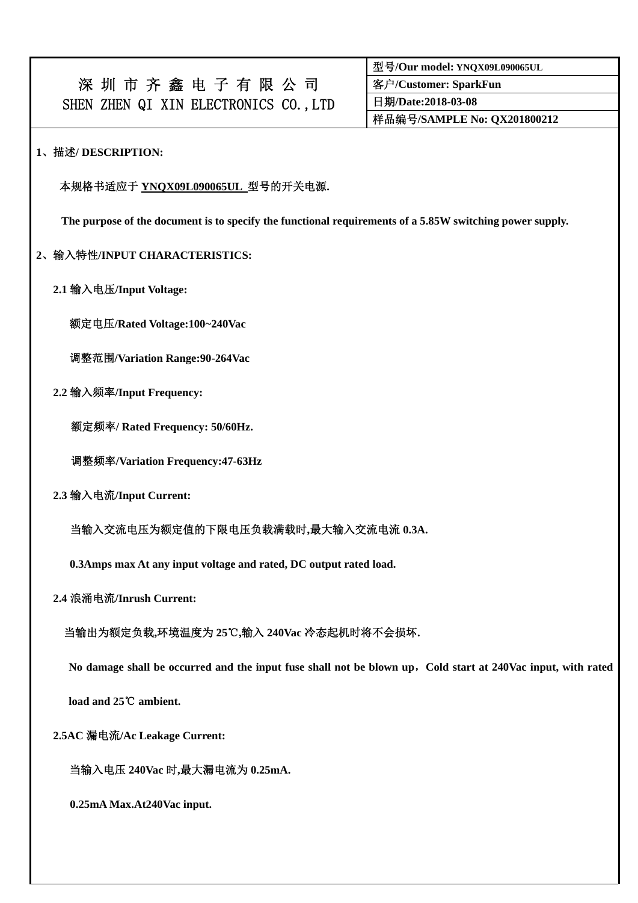| 深 圳 市 齐 鑫 电 子 有 限 公 司<br>SHEN ZHEN QI XIN ELECTRONICS CO.,LTD | 型号/Our model: YNQX09L090065UL |
| --- | --- |
| | 客户/Customer: SparkFun |
| | 日期/Date:2018-03-08 |
| | 样品编号/SAMPLE No: QX201800212 |

**1、描述/ DESCRIPTION:**

本规格书适应于 **YNQX09L090065UL** 型号的开关电源.

**The purpose of the document is to specify the functional requirements of a 5.85W switching power supply.**

**2、输入特性/INPUT CHARACTERISTICS:**

**2.1 输入电压/Input Voltage:**

额定电压/**Rated Voltage:100~240Vac**

调整范围/**Variation Range:90-264Vac**

**2.2 输入频率/Input Frequency:**

额定频率/ **Rated Frequency: 50/60Hz.**

调整频率/**Variation Frequency:47-63Hz**

**2.3 输入电流/Input Current:**

当输入交流电压为额定值的下限电压负载满载时,最大输入交流电流 **0.3A.**

**0.3Amps max At any input voltage and rated, DC output rated load.**

**2.4 浪涌电流/Inrush Current:**

当输出为额定负载,环境温度为 **25℃**,输入 **240Vac** 冷态起机时将不会损坏.

**No damage shall be occurred and the input fuse shall not be blown up，Cold start at 240Vac input, with rated load and 25℃ ambient.**

**2.5AC 漏电流/Ac Leakage Current:**

当输入电压 **240Vac** 时,最大漏电流为 **0.25mA.**

**0.25mA Max.At240Vac input.**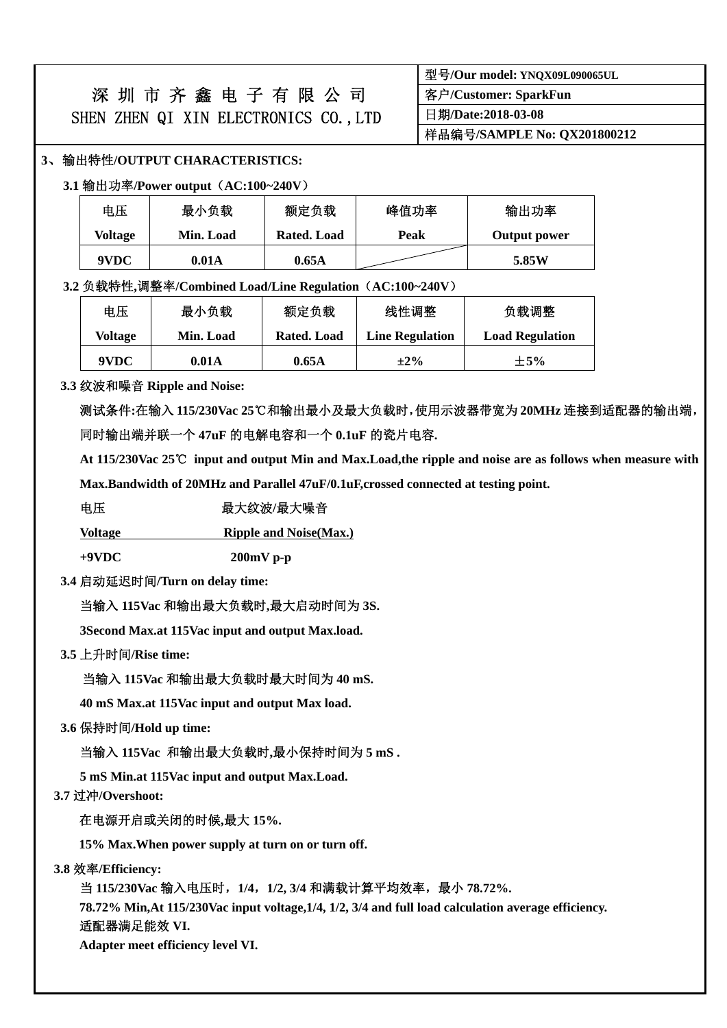| 深圳市齐鑫电子有限公司 SHEN ZHEN QI XIN ELECTRONICS CO.,LTD | 型号/Our model: YNQX09L090065UL |
|---|---|
| | 客户/Customer: SparkFun |
| | 日期/Date:2018-03-08 |
| | 样品编号/SAMPLE No: QX201800212 |

**3、输出特性/OUTPUT CHARACTERISTICS:**

**3.1 输出功率/Power output（AC:100~240V）**

| 电压 Voltage | 最小负载 Min. Load | 额定负载 Rated. Load | 峰值功率 Peak | 输出功率 Output power |
|---|---|---|---|---|
| 9VDC | 0.01A | 0.65A | | 5.85W |

**3.2 负载特性,调整率/Combined Load/Line Regulation（AC:100~240V）**

| 电压 Voltage | 最小负载 Min. Load | 额定负载 Rated. Load | 线性调整 Line Regulation | 负载调整 Load Regulation |
|---|---|---|---|---|
| 9VDC | 0.01A | 0.65A | ±2% | ±5% |

**3.3 纹波和噪音 Ripple and Noise:**

**测试条件:在输入 115/230Vac 25℃和输出最小及最大负载时,使用示波器带宽为 20MHz 连接到适配器的输出端,同时输出端并联一个 47uF 的电解电容和一个 0.1uF 的瓷片电容.**

**At 115/230Vac 25℃ input and output Min and Max.Load,the ripple and noise are as follows when measure with Max.Bandwidth of 20MHz and Parallel 47uF/0.1uF,crossed connected at testing point.**

| 电压 Voltage | 最大纹波/最大噪音 Ripple and Noise(Max.) |
|---|---|
| +9VDC | 200mV p-p |

**3.4 启动延迟时间/Turn on delay time:**

**当输入 115Vac 和输出最大负载时,最大启动时间为 3S.**

**3Second Max.at 115Vac input and output Max.load.**

**3.5 上升时间/Rise time:**

**当输入 115Vac 和输出最大负载时最大时间为 40 mS.**

**40 mS Max.at 115Vac input and output Max load.**

**3.6 保持时间/Hold up time:**

**当输入 115Vac 和输出最大负载时,最小保持时间为 5 mS .**

**5 mS Min.at 115Vac input and output Max.Load.**

**3.7 过冲/Overshoot:**

**在电源开启或关闭的时候,最大 15%.**

**15% Max.When power supply at turn on or turn off.**

**3.8 效率/Efficiency:**

**当 115/230Vac 输入电压时，1/4，1/2, 3/4 和满载计算平均效率，最小 78.72%.**

**78.72% Min,At 115/230Vac input voltage,1/4, 1/2, 3/4 and full load calculation average efficiency.**

**适配器满足能效 VI.**

**Adapter meet efficiency level VI.**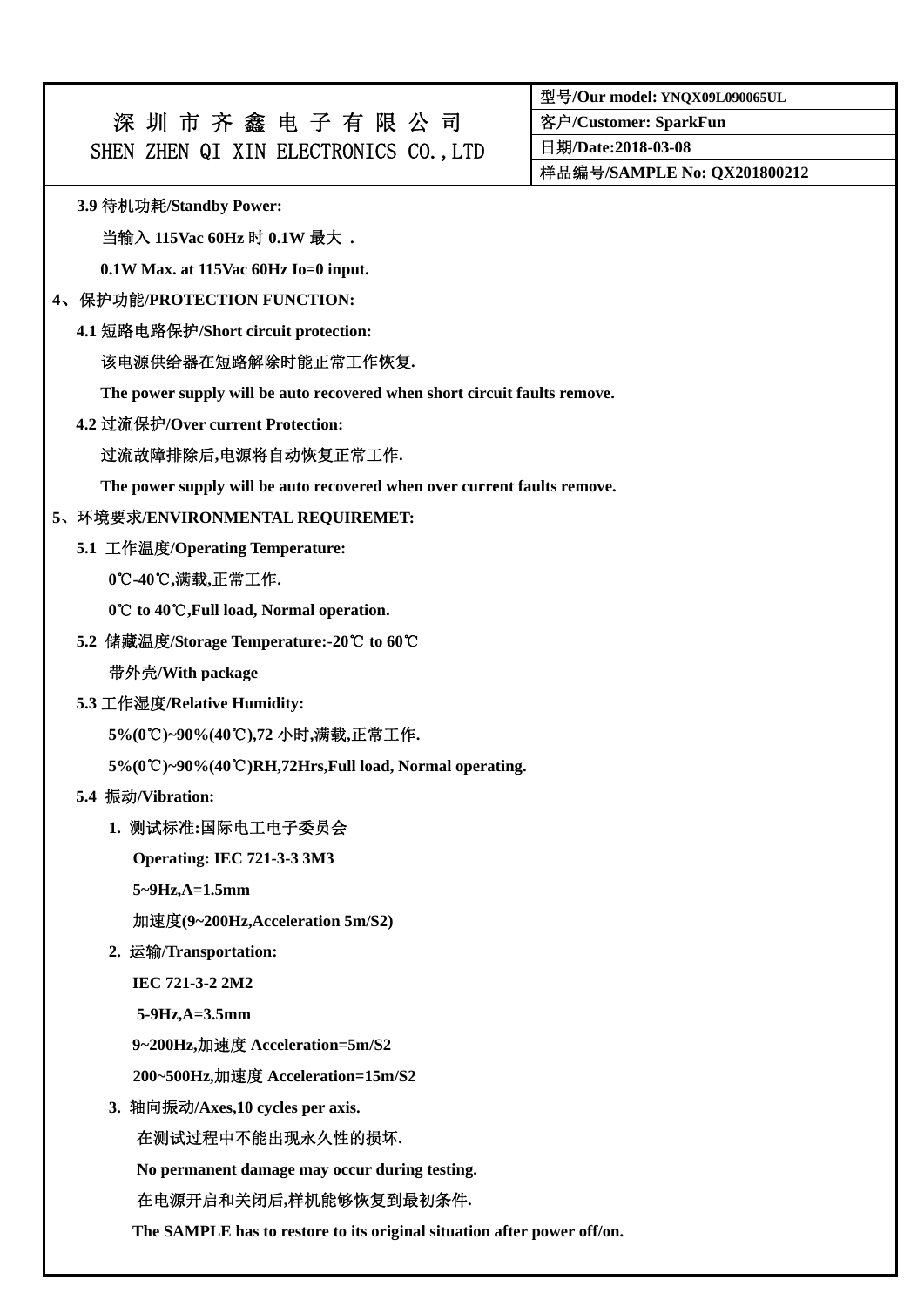| 深 圳 市 齐 鑫 电 子 有 限 公 司<br>SHEN ZHEN QI XIN ELECTRONICS CO.,LTD | 型号/Our model: YNQX09L090065UL |
| --- | --- |
| | 客户/Customer: SparkFun |
| | 日期/Date:2018-03-08 |
| | 样品编号/SAMPLE No: QX201800212 |

**3.9 待机功耗/Standby Power:**

**当输入 115Vac 60Hz 时 0.1W 最大 .**

**0.1W Max. at 115Vac 60Hz Io=0 input.**

## 4、保护功能/PROTECTION FUNCTION:

**4.1 短路电路保护/Short circuit protection:**

**该电源供给器在短路解除时能正常工作恢复.**

**The power supply will be auto recovered when short circuit faults remove.**

**4.2 过流保护/Over current Protection:**

**过流故障排除后,电源将自动恢复正常工作.**

**The power supply will be auto recovered when over current faults remove.**

## 5、环境要求/ENVIRONMENTAL REQUIREMET:

**5.1 工作温度/Operating Temperature:**

**0℃-40℃,满载,正常工作.**

**0℃ to 40℃,Full load, Normal operation.**

**5.2 储藏温度/Storage Temperature:-20℃ to 60℃**

**带外壳/With package**

**5.3 工作湿度/Relative Humidity:**

**5%(0℃)~90%(40℃),72 小时,满载,正常工作.**

**5%(0℃)~90%(40℃)RH,72Hrs,Full load, Normal operating.**

**5.4 振动/Vibration:**

**1. 测试标准:国际电工电子委员会**

**Operating: IEC 721-3-3 3M3**

**5~9Hz,A=1.5mm**

**加速度(9~200Hz,Acceleration 5m/S2)**

**2. 运输/Transportation:**

**IEC 721-3-2 2M2**

**5-9Hz,A=3.5mm**

**9~200Hz,加速度 Acceleration=5m/S2**

**200~500Hz,加速度 Acceleration=15m/S2**

**3. 轴向振动/Axes,10 cycles per axis.**

**在测试过程中不能出现永久性的损坏.**

**No permanent damage may occur during testing.**

**在电源开启和关闭后,样机能够恢复到最初条件.**

**The SAMPLE has to restore to its original situation after power off/on.**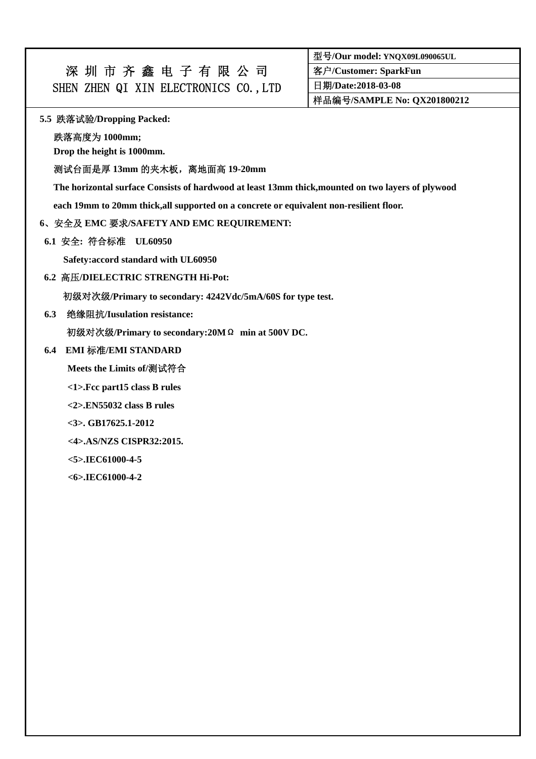| 深 圳 市 齐 鑫 电 子 有 限 公 司<br>SHEN ZHEN QI XIN ELECTRONICS CO.,LTD | 型号/Our model: YNQX09L090065UL |
| --- | --- |
| | 客户/Customer: SparkFun |
| | 日期/Date:2018-03-08 |
| | 样品编号/SAMPLE No: QX201800212 |

**5.5 跌落试验/Dropping Packed:**

跌落高度为 **1000mm;**

**Drop the height is 1000mm.**

测试台面是厚 **13mm** 的夹木板，离地面高 **19-20mm**

**The horizontal surface Consists of hardwood at least 13mm thick,mounted on two layers of plywood each 19mm to 20mm thick,all supported on a concrete or equivalent non-resilient floor.**

**6、安全及 EMC 要求/SAFETY AND EMC REQUIREMENT:**

**6.1 安全: 符合标准 UL60950**

**Safety:accord standard with UL60950**

**6.2 高压/DIELECTRIC STRENGTH Hi-Pot:**

初级对次级/**Primary to secondary: 4242Vdc/5mA/60S for type test.**

**6.3 绝缘阻抗/Iusulation resistance:**

初级对次级/**Primary to secondary:20MΩ min at 500V DC.**

**6.4 EMI 标准/EMI STANDARD**

**Meets the Limits of/测试符合**

**<1>.Fcc part15 class B rules**

**<2>.EN55032 class B rules**

**<3>. GB17625.1-2012**

**<4>.AS/NZS CISPR32:2015.**

**<5>.IEC61000-4-5**

**<6>.IEC61000-4-2**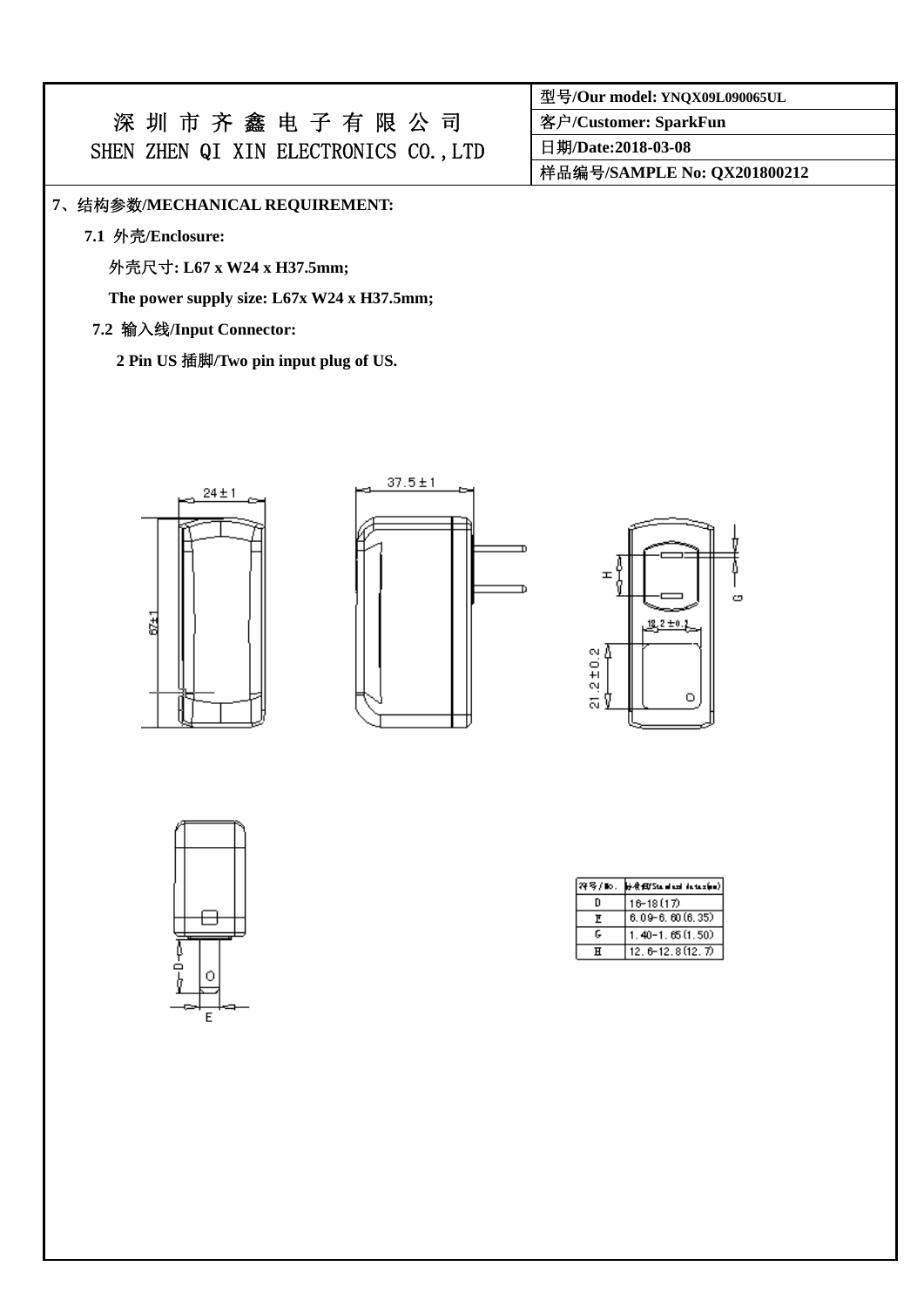| 深 圳 市 齐 鑫 电 子 有 限 公 司<br>SHEN ZHEN QI XIN ELECTRONICS CO.,LTD | 型号/Our model: YNQX09L090065UL |
|---|---|
| | 客户/Customer: SparkFun |
| | 日期/Date:2018-03-08 |
| | 样品编号/SAMPLE No: QX201800212 |

## 7、结构参数/MECHANICAL REQUIREMENT:

### 7.1 外壳/Enclosure:

外壳尺寸: **L67 x W24 x H37.5mm;**

**The power supply size: L67x W24 x H37.5mm;**

### 7.2 输入线/Input Connector:

**2 Pin US 插脚/Two pin input plug of US.**

24±1

37.5±1

67±1

H

G

18.2±0.1

21.2±0.2

D

E

| 符号/No. | 标准值/Standard data(mm) |
|---|---|
| D | 16-18(17) |
| E | 6.09-6.60(6.35) |
| G | 1.40-1.65(1.50) |
| H | 12.6-12.8(12.7) |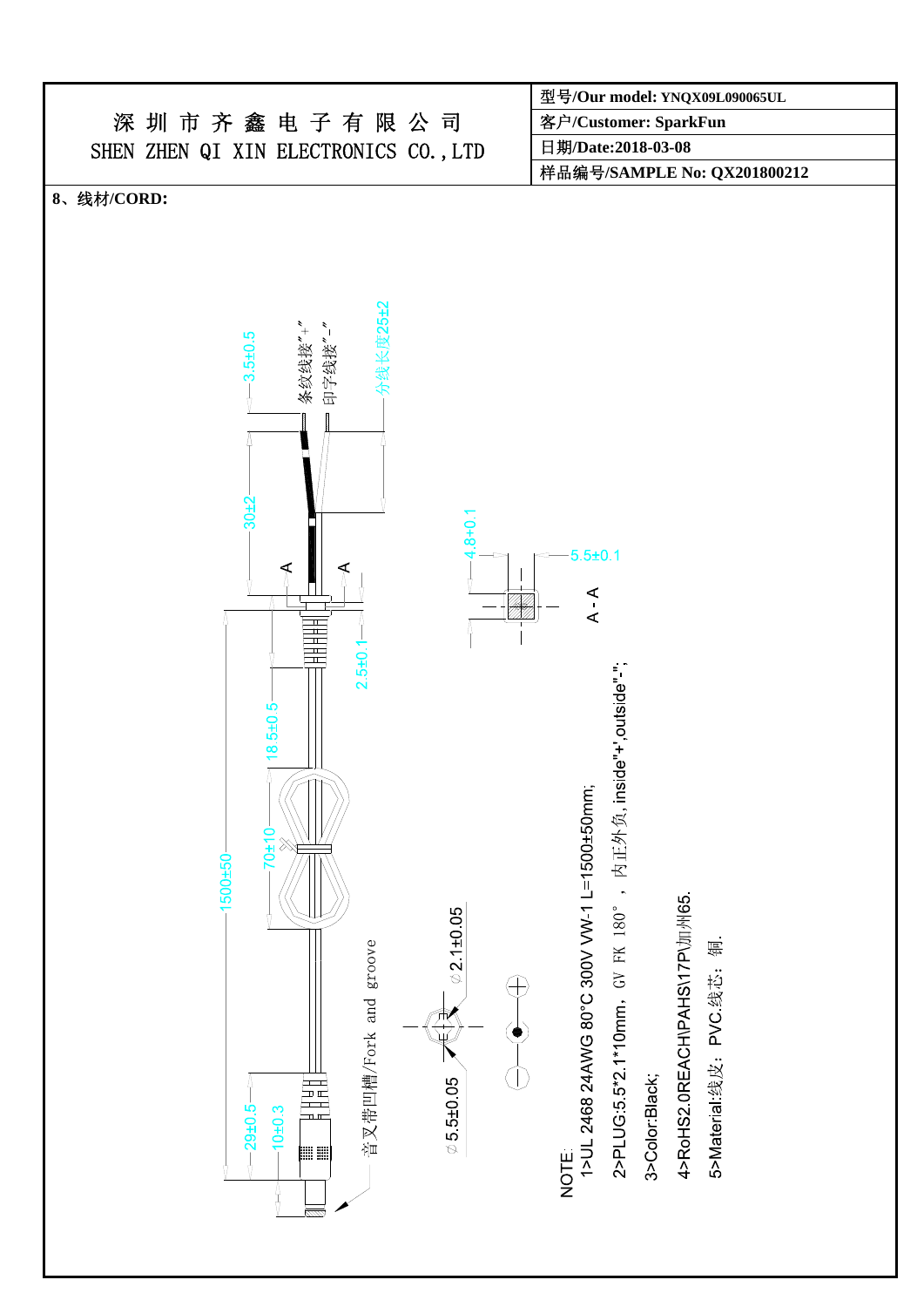| 深圳市齐鑫电子有限公司<br>SHEN ZHEN QI XIN ELECTRONICS CO.,LTD | 型号/Our model: YNQX09L090065UL |
| --- | --- |
| | 客户/Customer: SparkFun |
| | 日期/Date:2018-03-08 |
| | 样品编号/SAMPLE No: QX201800212 |

**8、线材/CORD:**

3.5±0.5

条纹线接"+"

印字线接"-"

分线长度25±2

30±2

A A

4.8±0.1

5.5±0.1

A - A

2.5±0.1

18.5±0.5

70±10

1500±50

音叉带凹槽/Fork and groove

φ2.1±0.05

φ5.5±0.05

29±0.5

10±0.3

NOTE:

1>UL 2468 24AWG 80°C 300V VW-1 L=1500±50mm;

2>PLUG:5.5*2.1*10mm，GW FK 180°，内正外负, inside"+",outside"-";

3>Color:Black;

4>RoHS2.0REACH\PAHS\17P\加州65.

5>Material:线皮：PVC.线芯：铜.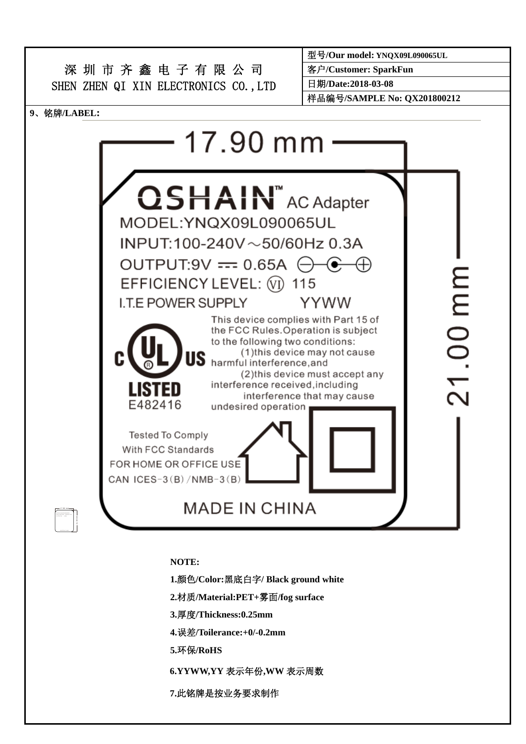| 深 圳 市 齐 鑫 电 子 有 限 公 司<br>SHEN ZHEN QI XIN ELECTRONICS CO.,LTD | 型号/Our model: YNQX09L090065UL |
|---|---|
| | 客户/Customer: SparkFun |
| | 日期/Date:2018-03-08 |
| | 样品编号/SAMPLE No: QX201800212 |

**9、铭牌/LABEL:**

17.90 mm

21.00 mm

QSHAIN™ AC Adapter

MODEL:YNQX09L090065UL

INPUT:100-240V～50/60Hz 0.3A

OUTPUT:9V ⎓ 0.65A

EFFICIENCY LEVEL: Ⓥ 115

I.T.E POWER SUPPLY YYWW

c UL US LISTED E482416

This device complies with Part 15 of the FCC Rules.Operation is subject to the following two conditions: (1)this device may not cause harmful interference,and (2)this device must accept any interference received,including interference that may cause undesired operation

Tested To Comply With FCC Standards

FOR HOME OR OFFICE USE

CAN ICES-3(B)/NMB-3(B)

MADE IN CHINA

**NOTE:**

**1.颜色/Color:黑底白字/ Black ground white**

**2.材质/Material:PET+雾面/fog surface**

**3.厚度/Thickness:0.25mm**

**4.误差/Toilerance:+0/-0.2mm**

**5.环保/RoHS**

**6.YYWW,YY 表示年份,WW 表示周数**

**7.此铭牌是按业务要求制作**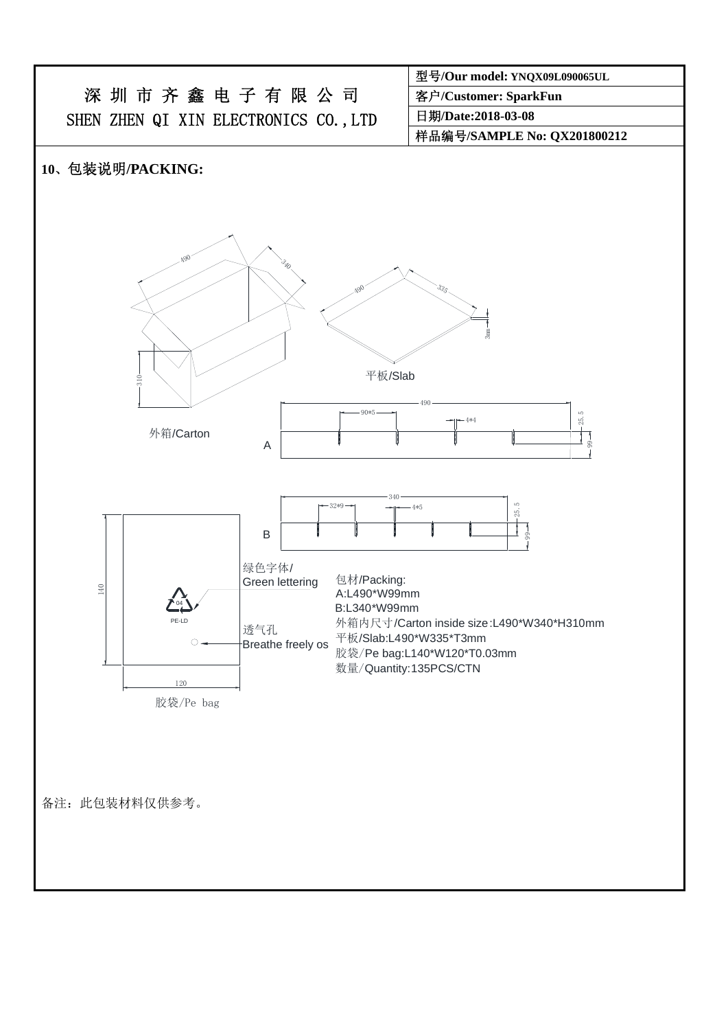| 深 圳 市 齐 鑫 电 子 有 限 公 司<br>SHEN ZHEN QI XIN ELECTRONICS CO.,LTD | 型号/Our model: YNQX09L090065UL |
|---|---|
| | 客户/Customer: SparkFun |
| | 日期/Date:2018-03-08 |
| | 样品编号/SAMPLE No: QX201800212 |

## 10、包装说明/PACKING:

外箱/Carton

平板/Slab

A

B

绿色字体/Green lettering

透气孔 Breathe freely os

胶袋/Pe bag

包材/Packing:
A:L490*W99mm
B:L340*W99mm
外箱内尺寸/Carton inside size:L490*W340*H310mm
平板/Slab:L490*W335*T3mm
胶袋/Pe bag:L140*W120*T0.03mm
数量/Quantity:135PCS/CTN

备注：此包装材料仅供参考。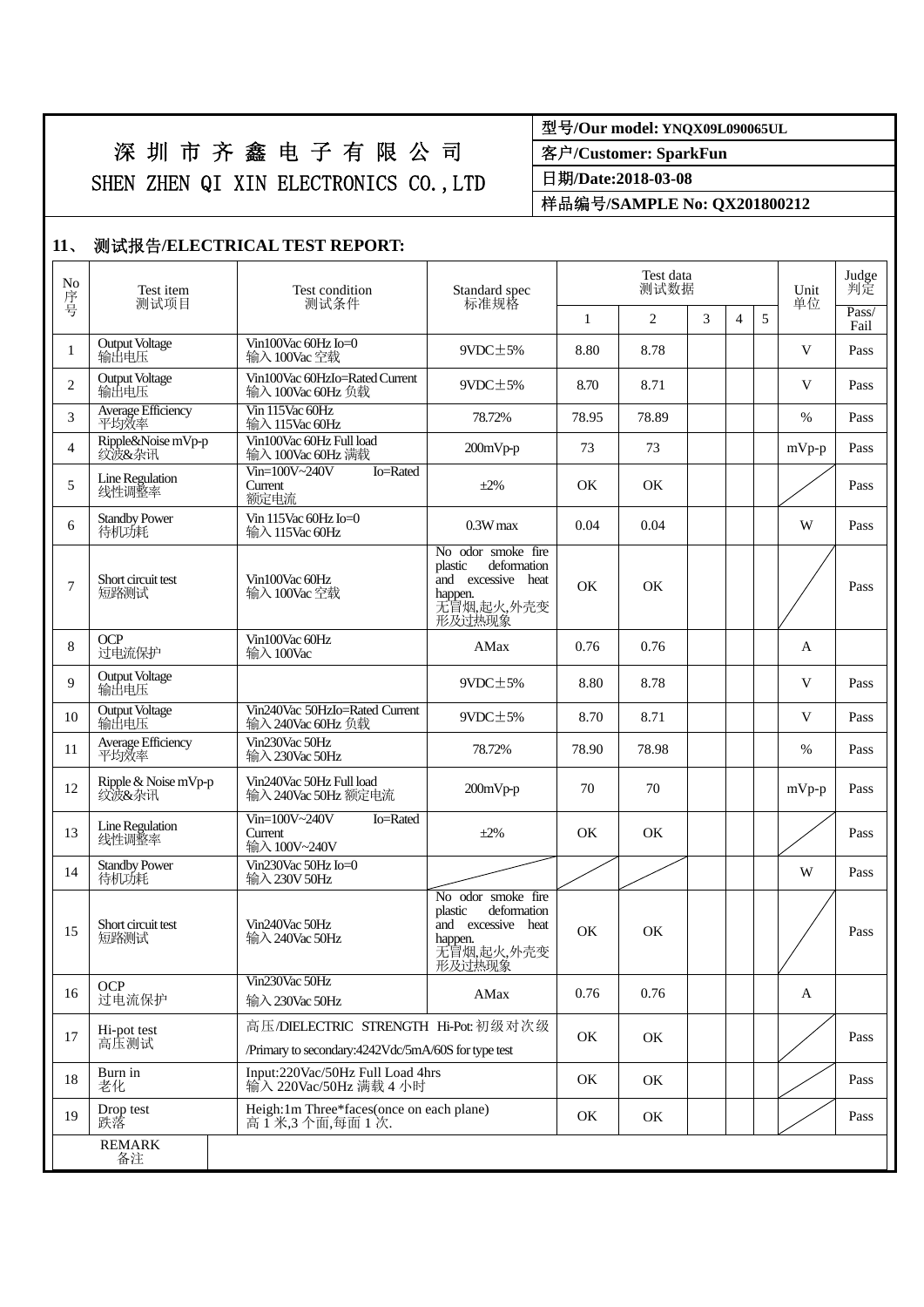| 深圳市齐鑫电子有限公司 SHEN ZHEN QI XIN ELECTRONICS CO.,LTD | 型号/Our model: YNQX09L090065UL |
|---|---|
| | 客户/Customer: SparkFun |
| | 日期/Date:2018-03-08 |
| | 样品编号/SAMPLE No: QX201800212 |

## 11、 测试报告/ELECTRICAL TEST REPORT:

| No 序号 | Test item 测试项目 | Test condition 测试条件 | Standard spec 标准规格 | Test data 测试数据 | | | | | Unit 单位 | Judge 判定 |
|---|---|---|---|---|---|---|---|---|---|---|
| | | | | 1 | 2 | 3 | 4 | 5 | | Pass/ Fail |
| 1 | Output Voltage 输出电压 | Vin100Vac 60Hz Io=0 输入 100Vac 空载 | 9VDC±5% | 8.80 | 8.78 | | | | V | Pass |
| 2 | Output Voltage 输出电压 | Vin100Vac 60HzIo=Rated Current 输入 100Vac 60Hz 负载 | 9VDC±5% | 8.70 | 8.71 | | | | V | Pass |
| 3 | Average Efficiency 平均效率 | Vin 115Vac 60Hz 输入 115Vac 60Hz | 78.72% | 78.95 | 78.89 | | | | % | Pass |
| 4 | Ripple&Noise mVp-p 纹波&杂讯 | Vin100Vac 60Hz Full load 输入 100Vac 60Hz 满载 | 200mVp-p | 73 | 73 | | | | mVp-p | Pass |
| 5 | Line Regulation 线性调整率 | Vin=100V~240V Io=Rated Current 额定电流 | ±2% | OK | OK | | | | | Pass |
| 6 | Standby Power 待机功耗 | Vin 115Vac 60Hz Io=0 输入 115Vac 60Hz | 0.3W max | 0.04 | 0.04 | | | | W | Pass |
| 7 | Short circuit test 短路测试 | Vin100Vac 60Hz 输入 100Vac 空载 | No odor smoke fire plastic deformation and excessive heat happen. 无冒烟,起火,外壳变形及过热现象 | OK | OK | | | | | Pass |
| 8 | OCP 过电流保护 | Vin100Vac 60Hz 输入 100Vac | AMax | 0.76 | 0.76 | | | | A | |
| 9 | Output Voltage 输出电压 | | 9VDC±5% | 8.80 | 8.78 | | | | V | Pass |
| 10 | Output Voltage 输出电压 | Vin240Vac 50HzIo=Rated Current 输入 240Vac 60Hz 负载 | 9VDC±5% | 8.70 | 8.71 | | | | V | Pass |
| 11 | Average Efficiency 平均效率 | Vin230Vac 50Hz 输入 230Vac 50Hz | 78.72% | 78.90 | 78.98 | | | | % | Pass |
| 12 | Ripple & Noise mVp-p 纹波&杂讯 | Vin240Vac 50Hz Full load 输入 240Vac 50Hz 额定电流 | 200mVp-p | 70 | 70 | | | | mVp-p | Pass |
| 13 | Line Regulation 线性调整率 | Vin=100V~240V Io=Rated Current 输入 100V~240V | ±2% | OK | OK | | | | | Pass |
| 14 | Standby Power 待机功耗 | Vin230Vac 50Hz Io=0 输入 230V 50Hz | | | | | | | W | Pass |
| 15 | Short circuit test 短路测试 | Vin240Vac 50Hz 输入 240Vac 50Hz | No odor smoke fire plastic deformation and excessive heat happen. 无冒烟,起火,外壳变形及过热现象 | OK | OK | | | | | Pass |
| 16 | OCP 过电流保护 | Vin230Vac 50Hz 输入 230Vac 50Hz | AMax | 0.76 | 0.76 | | | | A | |
| 17 | Hi-pot test 高压测试 | 高压/DIELECTRIC STRENGTH Hi-Pot: 初级对次级 /Primary to secondary:4242Vdc/5mA/60S for type test | | OK | OK | | | | | Pass |
| 18 | Burn in 老化 | Input:220Vac/50Hz Full Load 4hrs 输入 220Vac/50Hz 满载 4 小时 | | OK | OK | | | | | Pass |
| 19 | Drop test 跌落 | Heigh:1m Three*faces(once on each plane) 高 1 米,3 个面,每面 1 次. | | OK | OK | | | | | Pass |
| | REMARK 备注 | | | | | | | | | |